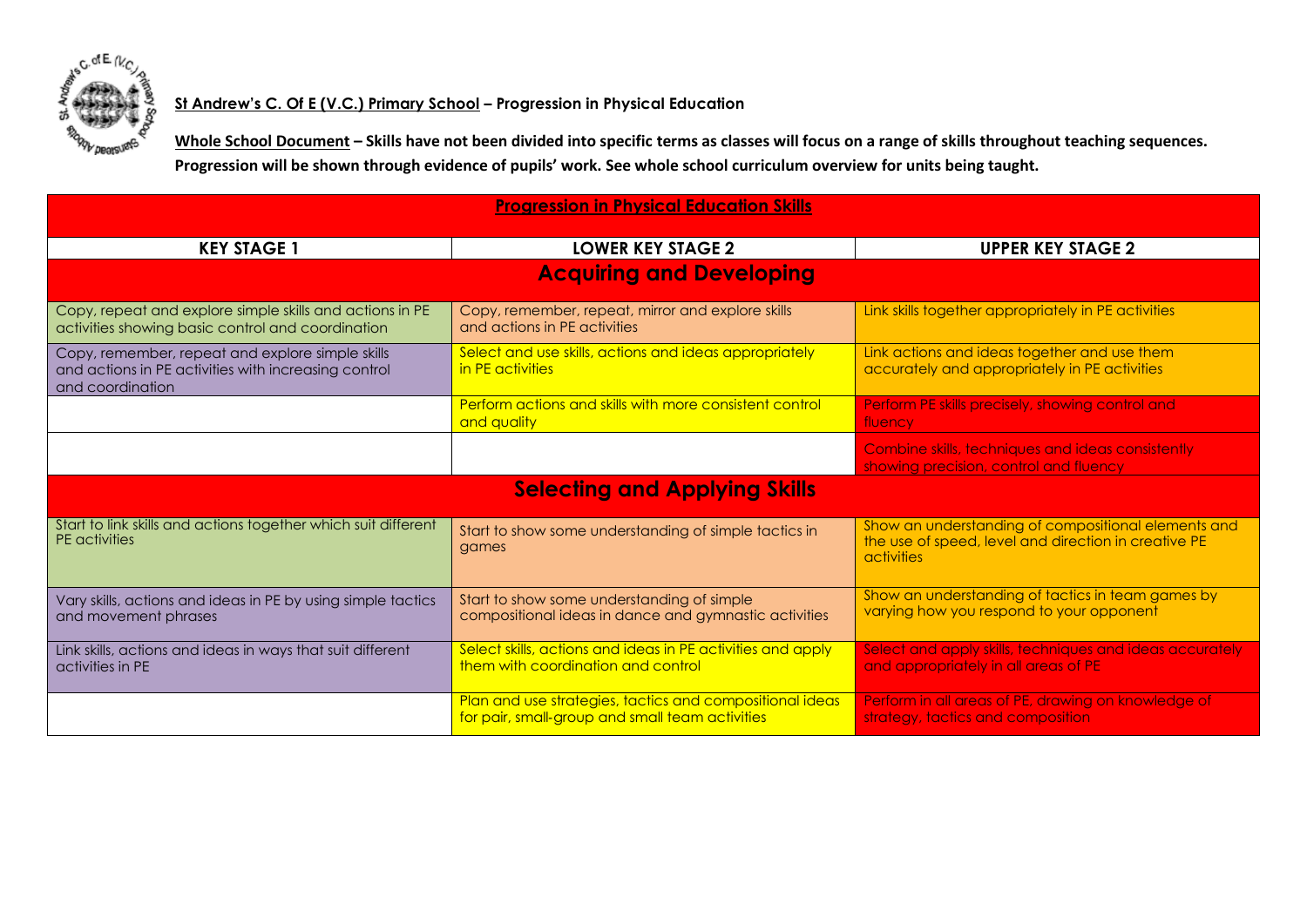**St Andrew's C. Of E (V.C.) Primary School – Progression in Physical Education**

**Whole School Document – Skills have not been divided into specific terms as classes will focus on a range of skills throughout teaching sequences. Progression will be shown through evidence of pupils' work. See whole school curriculum overview for units being taught.**

| Progression in Physical Education Skills | | |
|---|---|---|
| **KEY STAGE 1** | **LOWER KEY STAGE 2** | **UPPER KEY STAGE 2** |
| **Acquiring and Developing** | | |
| Copy, repeat and explore simple skills and actions in PE activities showing basic control and coordination | Copy, remember, repeat, mirror and explore skills and actions in PE activities | Link skills together appropriately in PE activities |
| Copy, remember, repeat and explore simple skills and actions in PE activities with increasing control and coordination | Select and use skills, actions and ideas appropriately in PE activities | Link actions and ideas together and use them accurately and appropriately in PE activities |
| | Perform actions and skills with more consistent control and quality | Perform PE skills precisely, showing control and fluency |
| | | Combine skills, techniques and ideas consistently showing precision, control and fluency |
| **Selecting and Applying Skills** | | |
| Start to link skills and actions together which suit different PE activities | Start to show some understanding of simple tactics in games | Show an understanding of compositional elements and the use of speed, level and direction in creative PE activities |
| Vary skills, actions and ideas in PE by using simple tactics and movement phrases | Start to show some understanding of simple compositional ideas in dance and gymnastic activities | Show an understanding of tactics in team games by varying how you respond to your opponent |
| Link skills, actions and ideas in ways that suit different activities in PE | Select skills, actions and ideas in PE activities and apply them with coordination and control | Select and apply skills, techniques and ideas accurately and appropriately in all areas of PE |
| | Plan and use strategies, tactics and compositional ideas for pair, small-group and small team activities | Perform in all areas of PE, drawing on knowledge of strategy, tactics and composition |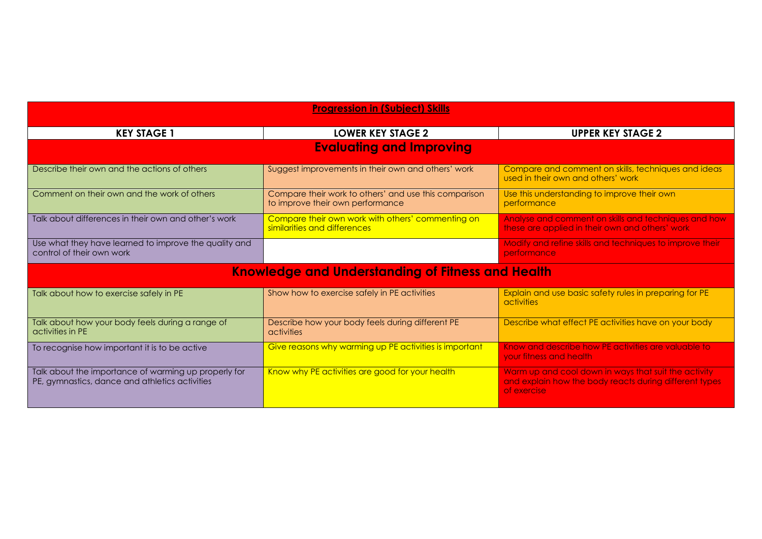| Progression in (Subject) Skills | | |
|---|---|---|
| **KEY STAGE 1** | **LOWER KEY STAGE 2** | **UPPER KEY STAGE 2** |
| **Evaluating and Improving** | | |
| Describe their own and the actions of others | Suggest improvements in their own and others' work | Compare and comment on skills, techniques and ideas used in their own and others' work |
| Comment on their own and the work of others | Compare their work to others' and use this comparison to improve their own performance | Use this understanding to improve their own performance |
| Talk about differences in their own and other's work | Compare their own work with others' commenting on similarities and differences | Analyse and comment on skills and techniques and how these are applied in their own and others' work |
| Use what they have learned to improve the quality and control of their own work | | Modify and refine skills and techniques to improve their performance |
| **Knowledge and Understanding of Fitness and Health** | | |
| Talk about how to exercise safely in PE | Show how to exercise safely in PE activities | Explain and use basic safety rules in preparing for PE activities |
| Talk about how your body feels during a range of activities in PE | Describe how your body feels during different PE activities | Describe what effect PE activities have on your body |
| To recognise how important it is to be active | Give reasons why warming up PE activities is important | Know and describe how PE activities are valuable to your fitness and health |
| Talk about the importance of warming up properly for PE, gymnastics, dance and athletics activities | Know why PE activities are good for your health | Warm up and cool down in ways that suit the activity and explain how the body reacts during different types of exercise |